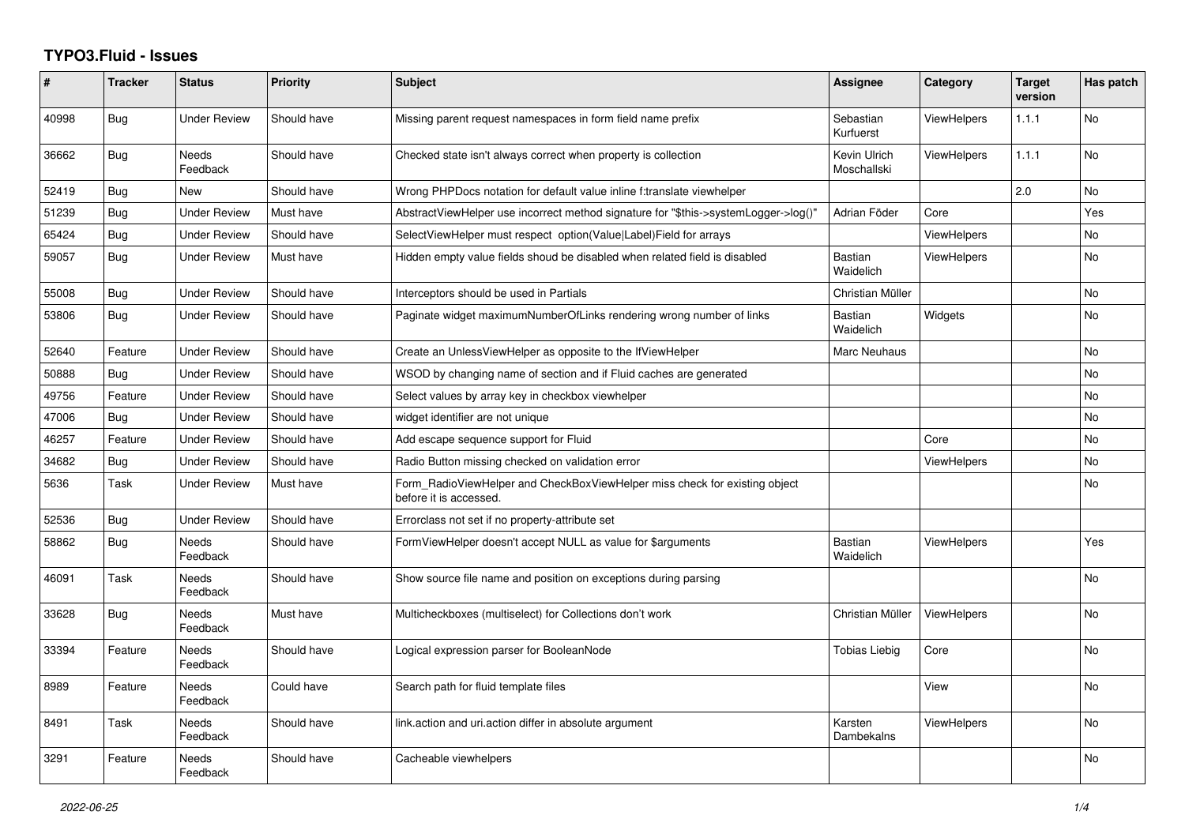# TYPO3.Fluid - Issues

| # | Tracker | Status | Priority | Subject | Assignee | Category | Target version | Has patch |
|---|---|---|---|---|---|---|---|---|
| 40998 | Bug | Under Review | Should have | Missing parent request namespaces in form field name prefix | Sebastian Kurfuerst | ViewHelpers | 1.1.1 | No |
| 36662 | Bug | Needs Feedback | Should have | Checked state isn't always correct when property is collection | Kevin Ulrich Moschallski | ViewHelpers | 1.1.1 | No |
| 52419 | Bug | New | Should have | Wrong PHPDocs notation for default value inline f:translate viewhelper | | | 2.0 | No |
| 51239 | Bug | Under Review | Must have | AbstractViewHelper use incorrect method signature for "$this->systemLogger->log()" | Adrian Föder | Core | | Yes |
| 65424 | Bug | Under Review | Should have | SelectViewHelper must respect option(Value\|Label)Field for arrays | | ViewHelpers | | No |
| 59057 | Bug | Under Review | Must have | Hidden empty value fields shoud be disabled when related field is disabled | Bastian Waidelich | ViewHelpers | | No |
| 55008 | Bug | Under Review | Should have | Interceptors should be used in Partials | Christian Müller | | | No |
| 53806 | Bug | Under Review | Should have | Paginate widget maximumNumberOfLinks rendering wrong number of links | Bastian Waidelich | Widgets | | No |
| 52640 | Feature | Under Review | Should have | Create an UnlessViewHelper as opposite to the IfViewHelper | Marc Neuhaus | | | No |
| 50888 | Bug | Under Review | Should have | WSOD by changing name of section and if Fluid caches are generated | | | | No |
| 49756 | Feature | Under Review | Should have | Select values by array key in checkbox viewhelper | | | | No |
| 47006 | Bug | Under Review | Should have | widget identifier are not unique | | | | No |
| 46257 | Feature | Under Review | Should have | Add escape sequence support for Fluid | | Core | | No |
| 34682 | Bug | Under Review | Should have | Radio Button missing checked on validation error | | ViewHelpers | | No |
| 5636 | Task | Under Review | Must have | Form_RadioViewHelper and CheckBoxViewHelper miss check for existing object before it is accessed. | | | | No |
| 52536 | Bug | Under Review | Should have | Errorclass not set if no property-attribute set | | | | |
| 58862 | Bug | Needs Feedback | Should have | FormViewHelper doesn't accept NULL as value for $arguments | Bastian Waidelich | ViewHelpers | | Yes |
| 46091 | Task | Needs Feedback | Should have | Show source file name and position on exceptions during parsing | | | | No |
| 33628 | Bug | Needs Feedback | Must have | Multicheckboxes (multiselect) for Collections don't work | Christian Müller | ViewHelpers | | No |
| 33394 | Feature | Needs Feedback | Should have | Logical expression parser for BooleanNode | Tobias Liebig | Core | | No |
| 8989 | Feature | Needs Feedback | Could have | Search path for fluid template files | | View | | No |
| 8491 | Task | Needs Feedback | Should have | link.action and uri.action differ in absolute argument | Karsten Dambekalns | ViewHelpers | | No |
| 3291 | Feature | Needs Feedback | Should have | Cacheable viewhelpers | | | | No |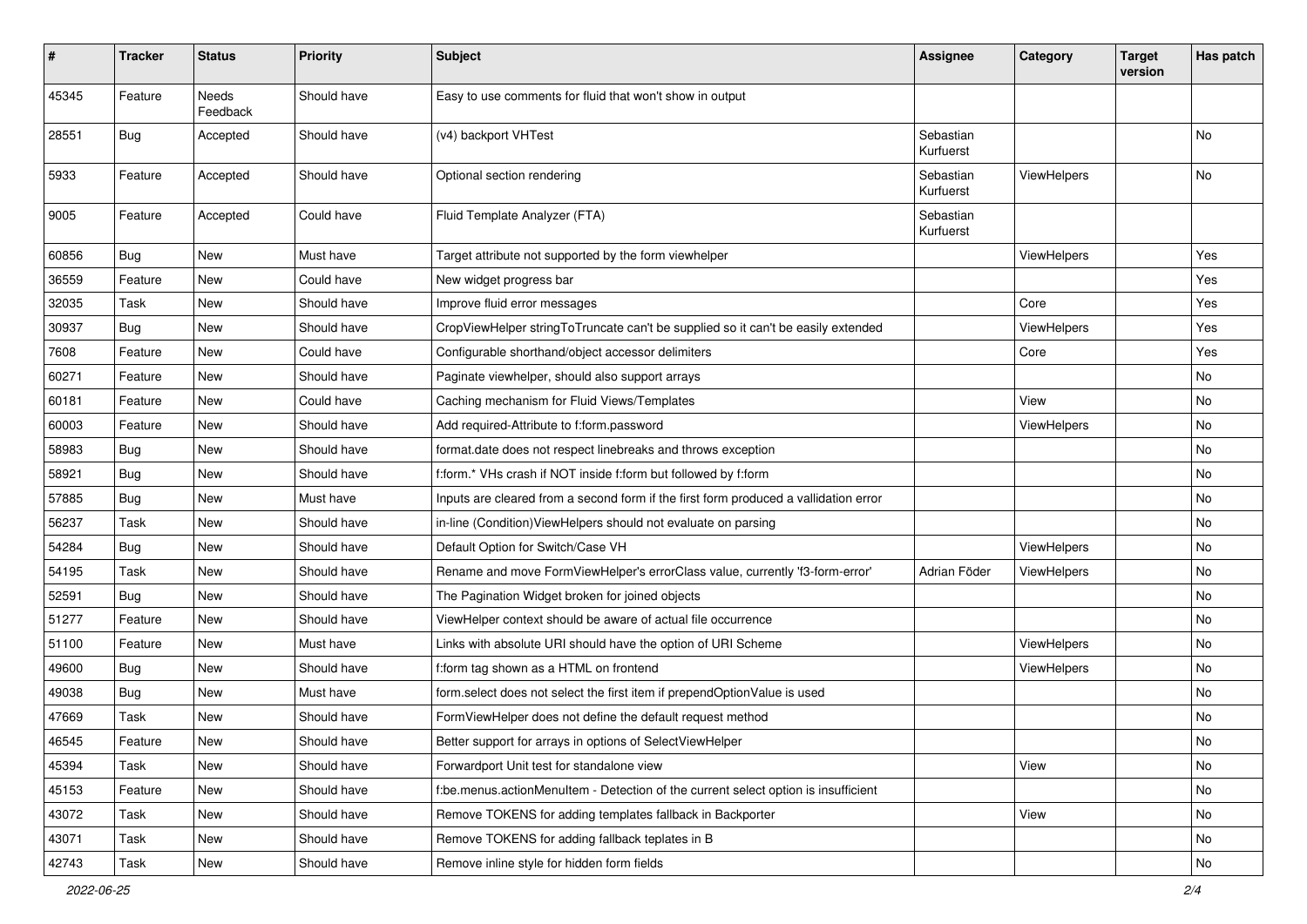| # | Tracker | Status | Priority | Subject | Assignee | Category | Target version | Has patch |
|---|---|---|---|---|---|---|---|---|
| 45345 | Feature | Needs Feedback | Should have | Easy to use comments for fluid that won't show in output | | | | |
| 28551 | Bug | Accepted | Should have | (v4) backport VHTest | Sebastian Kurfuerst | | | No |
| 5933 | Feature | Accepted | Should have | Optional section rendering | Sebastian Kurfuerst | ViewHelpers | | No |
| 9005 | Feature | Accepted | Could have | Fluid Template Analyzer (FTA) | Sebastian Kurfuerst | | | |
| 60856 | Bug | New | Must have | Target attribute not supported by the form viewhelper | | ViewHelpers | | Yes |
| 36559 | Feature | New | Could have | New widget progress bar | | | | Yes |
| 32035 | Task | New | Should have | Improve fluid error messages | | Core | | Yes |
| 30937 | Bug | New | Should have | CropViewHelper stringToTruncate can't be supplied so it can't be easily extended | | ViewHelpers | | Yes |
| 7608 | Feature | New | Could have | Configurable shorthand/object accessor delimiters | | Core | | Yes |
| 60271 | Feature | New | Should have | Paginate viewhelper, should also support arrays | | | | No |
| 60181 | Feature | New | Could have | Caching mechanism for Fluid Views/Templates | | View | | No |
| 60003 | Feature | New | Should have | Add required-Attribute to f:form.password | | ViewHelpers | | No |
| 58983 | Bug | New | Should have | format.date does not respect linebreaks and throws exception | | | | No |
| 58921 | Bug | New | Should have | f:form.* VHs crash if NOT inside f:form but followed by f:form | | | | No |
| 57885 | Bug | New | Must have | Inputs are cleared from a second form if the first form produced a vallidation error | | | | No |
| 56237 | Task | New | Should have | in-line (Condition)ViewHelpers should not evaluate on parsing | | | | No |
| 54284 | Bug | New | Should have | Default Option for Switch/Case VH | | ViewHelpers | | No |
| 54195 | Task | New | Should have | Rename and move FormViewHelper's errorClass value, currently 'f3-form-error' | Adrian Föder | ViewHelpers | | No |
| 52591 | Bug | New | Should have | The Pagination Widget broken for joined objects | | | | No |
| 51277 | Feature | New | Should have | ViewHelper context should be aware of actual file occurrence | | | | No |
| 51100 | Feature | New | Must have | Links with absolute URI should have the option of URI Scheme | | ViewHelpers | | No |
| 49600 | Bug | New | Should have | f:form tag shown as a HTML on frontend | | ViewHelpers | | No |
| 49038 | Bug | New | Must have | form.select does not select the first item if prependOptionValue is used | | | | No |
| 47669 | Task | New | Should have | FormViewHelper does not define the default request method | | | | No |
| 46545 | Feature | New | Should have | Better support for arrays in options of SelectViewHelper | | | | No |
| 45394 | Task | New | Should have | Forwardport Unit test for standalone view | | View | | No |
| 45153 | Feature | New | Should have | f:be.menus.actionMenuItem - Detection of the current select option is insufficient | | | | No |
| 43072 | Task | New | Should have | Remove TOKENS for adding templates fallback in Backporter | | View | | No |
| 43071 | Task | New | Should have | Remove TOKENS for adding fallback teplates in B | | | | No |
| 42743 | Task | New | Should have | Remove inline style for hidden form fields | | | | No |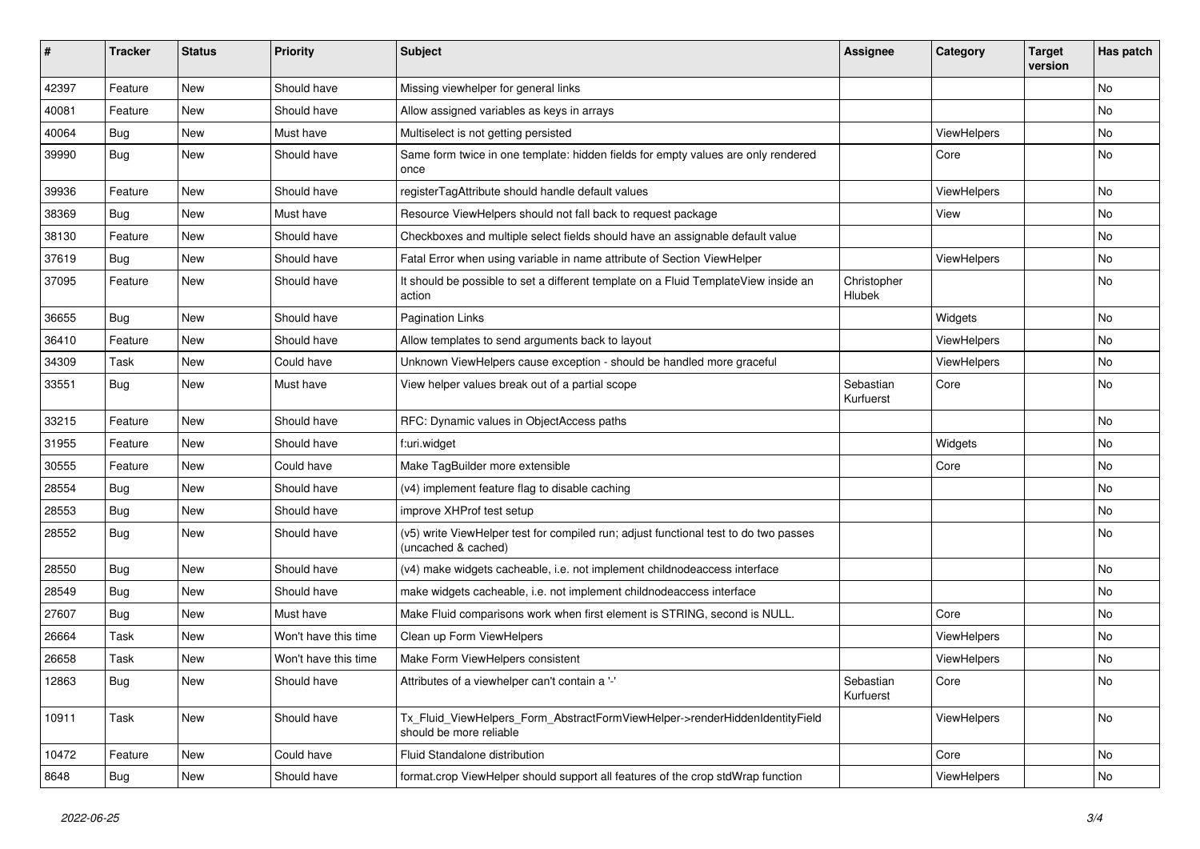| # | Tracker | Status | Priority | Subject | Assignee | Category | Target version | Has patch |
|---|---|---|---|---|---|---|---|---|
| 42397 | Feature | New | Should have | Missing viewhelper for general links | | | | No |
| 40081 | Feature | New | Should have | Allow assigned variables as keys in arrays | | | | No |
| 40064 | Bug | New | Must have | Multiselect is not getting persisted | | ViewHelpers | | No |
| 39990 | Bug | New | Should have | Same form twice in one template: hidden fields for empty values are only rendered once | | Core | | No |
| 39936 | Feature | New | Should have | registerTagAttribute should handle default values | | ViewHelpers | | No |
| 38369 | Bug | New | Must have | Resource ViewHelpers should not fall back to request package | | View | | No |
| 38130 | Feature | New | Should have | Checkboxes and multiple select fields should have an assignable default value | | | | No |
| 37619 | Bug | New | Should have | Fatal Error when using variable in name attribute of Section ViewHelper | | ViewHelpers | | No |
| 37095 | Feature | New | Should have | It should be possible to set a different template on a Fluid TemplateView inside an action | Christopher Hlubek | | | No |
| 36655 | Bug | New | Should have | Pagination Links | | Widgets | | No |
| 36410 | Feature | New | Should have | Allow templates to send arguments back to layout | | ViewHelpers | | No |
| 34309 | Task | New | Could have | Unknown ViewHelpers cause exception - should be handled more graceful | | ViewHelpers | | No |
| 33551 | Bug | New | Must have | View helper values break out of a partial scope | Sebastian Kurfuerst | Core | | No |
| 33215 | Feature | New | Should have | RFC: Dynamic values in ObjectAccess paths | | | | No |
| 31955 | Feature | New | Should have | f:uri.widget | | Widgets | | No |
| 30555 | Feature | New | Could have | Make TagBuilder more extensible | | Core | | No |
| 28554 | Bug | New | Should have | (v4) implement feature flag to disable caching | | | | No |
| 28553 | Bug | New | Should have | improve XHProf test setup | | | | No |
| 28552 | Bug | New | Should have | (v5) write ViewHelper test for compiled run; adjust functional test to do two passes (uncached & cached) | | | | No |
| 28550 | Bug | New | Should have | (v4) make widgets cacheable, i.e. not implement childnodeaccess interface | | | | No |
| 28549 | Bug | New | Should have | make widgets cacheable, i.e. not implement childnodeaccess interface | | | | No |
| 27607 | Bug | New | Must have | Make Fluid comparisons work when first element is STRING, second is NULL. | | Core | | No |
| 26664 | Task | New | Won't have this time | Clean up Form ViewHelpers | | ViewHelpers | | No |
| 26658 | Task | New | Won't have this time | Make Form ViewHelpers consistent | | ViewHelpers | | No |
| 12863 | Bug | New | Should have | Attributes of a viewhelper can't contain a '-' | Sebastian Kurfuerst | Core | | No |
| 10911 | Task | New | Should have | Tx_Fluid_ViewHelpers_Form_AbstractFormViewHelper->renderHiddenIdentityField should be more reliable | | ViewHelpers | | No |
| 10472 | Feature | New | Could have | Fluid Standalone distribution | | Core | | No |
| 8648 | Bug | New | Should have | format.crop ViewHelper should support all features of the crop stdWrap function | | ViewHelpers | | No |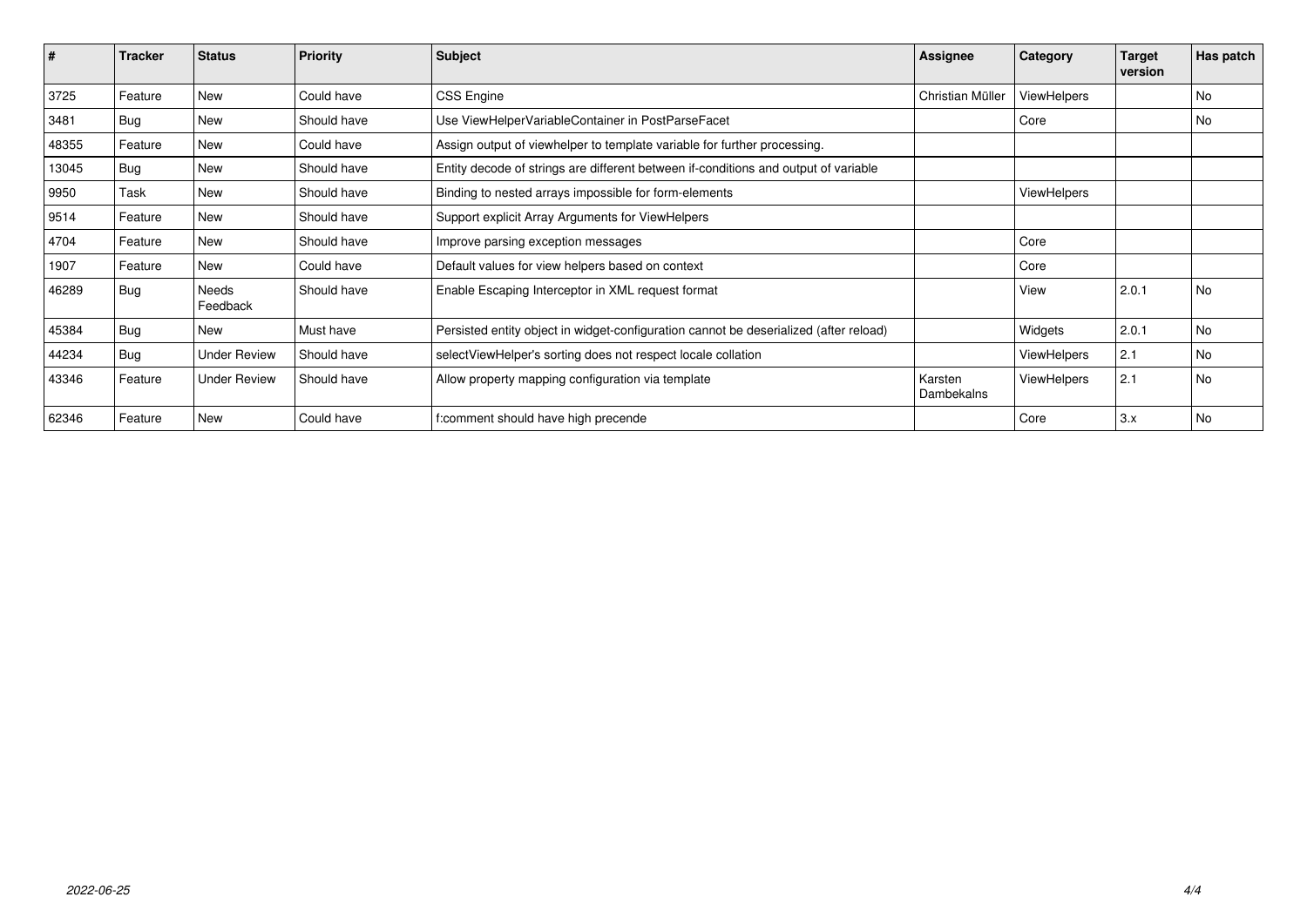| # | Tracker | Status | Priority | Subject | Assignee | Category | Target version | Has patch |
|---|---|---|---|---|---|---|---|---|
| 3725 | Feature | New | Could have | CSS Engine | Christian Müller | ViewHelpers | | No |
| 3481 | Bug | New | Should have | Use ViewHelperVariableContainer in PostParseFacet | | Core | | No |
| 48355 | Feature | New | Could have | Assign output of viewhelper to template variable for further processing. | | | | |
| 13045 | Bug | New | Should have | Entity decode of strings are different between if-conditions and output of variable | | | | |
| 9950 | Task | New | Should have | Binding to nested arrays impossible for form-elements | | ViewHelpers | | |
| 9514 | Feature | New | Should have | Support explicit Array Arguments for ViewHelpers | | | | |
| 4704 | Feature | New | Should have | Improve parsing exception messages | | Core | | |
| 1907 | Feature | New | Could have | Default values for view helpers based on context | | Core | | |
| 46289 | Bug | Needs Feedback | Should have | Enable Escaping Interceptor in XML request format | | View | 2.0.1 | No |
| 45384 | Bug | New | Must have | Persisted entity object in widget-configuration cannot be deserialized (after reload) | | Widgets | 2.0.1 | No |
| 44234 | Bug | Under Review | Should have | selectViewHelper's sorting does not respect locale collation | | ViewHelpers | 2.1 | No |
| 43346 | Feature | Under Review | Should have | Allow property mapping configuration via template | Karsten Dambekalns | ViewHelpers | 2.1 | No |
| 62346 | Feature | New | Could have | f:comment should have high precende | | Core | 3.x | No |

*2022-06-25*